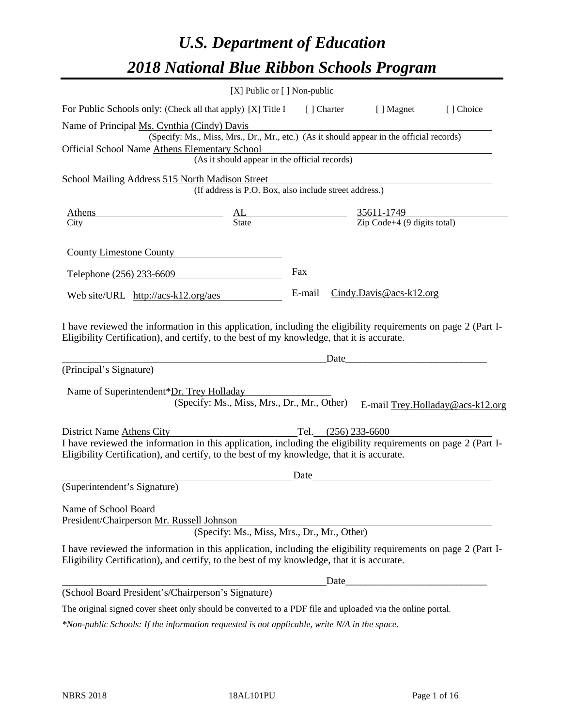# *U.S. Department of Education*

# *2018 National Blue Ribbon Schools Program*

[X] Public or [ ] Non-public

For Public Schools only: (Check all that apply) [X] Title I [ ] Charter [ ] Magnet [ ] Choice

Name of Principal Ms. Cynthia (Cindy) Davis
(Specify: Ms., Miss, Mrs., Dr., Mr., etc.) (As it should appear in the official records)

Official School Name Athens Elementary School
(As it should appear in the official records)

School Mailing Address 515 North Madison Street
(If address is P.O. Box, also include street address.)

| Athens | AL | 35611-1749 |
| --- | --- | --- |
| City | State | Zip Code+4 (9 digits total) |

County Limestone County

Telephone (256) 233-6609 Fax

Web site/URL http://acs-k12.org/aes E-mail Cindy.Davis@acs-k12.org

I have reviewed the information in this application, including the eligibility requirements on page 2 (Part I-Eligibility Certification), and certify, to the best of my knowledge, that it is accurate.

\_\_\_\_\_\_\_\_\_\_\_\_\_\_\_\_\_\_\_\_\_\_\_\_\_\_\_\_\_\_\_\_\_\_\_\_\_\_\_\_\_\_\_\_\_\_\_\_\_\_\_\_Date\_\_\_\_\_\_\_\_\_\_\_\_\_\_\_\_\_\_\_\_\_\_\_\_\_\_\_\_\_

(Principal's Signature)

Name of Superintendent*Dr. Trey Holladay
(Specify: Ms., Miss, Mrs., Dr., Mr., Other) E-mail Trey.Holladay@acs-k12.org

District Name Athens City Tel. (256) 233-6600

I have reviewed the information in this application, including the eligibility requirements on page 2 (Part I-Eligibility Certification), and certify, to the best of my knowledge, that it is accurate.

\_\_\_\_\_\_\_\_\_\_\_\_\_\_\_\_\_\_\_\_\_\_\_\_\_\_\_\_\_\_\_\_\_\_\_\_\_\_\_\_\_\_\_\_\_\_\_\_\_\_Date\_\_\_\_\_\_\_\_\_\_\_\_\_\_\_\_\_\_\_\_\_\_\_\_\_\_\_\_\_

(Superintendent's Signature)

Name of School Board
President/Chairperson Mr. Russell Johnson
(Specify: Ms., Miss, Mrs., Dr., Mr., Other)

I have reviewed the information in this application, including the eligibility requirements on page 2 (Part I-Eligibility Certification), and certify, to the best of my knowledge, that it is accurate.

\_\_\_\_\_\_\_\_\_\_\_\_\_\_\_\_\_\_\_\_\_\_\_\_\_\_\_\_\_\_\_\_\_\_\_\_\_\_\_\_\_\_\_\_\_\_\_\_\_\_\_\_Date\_\_\_\_\_\_\_\_\_\_\_\_\_\_\_\_\_\_\_\_\_\_\_\_\_\_\_\_\_

(School Board President's/Chairperson's Signature)

The original signed cover sheet only should be converted to a PDF file and uploaded via the online portal.

*\*Non-public Schools: If the information requested is not applicable, write N/A in the space.*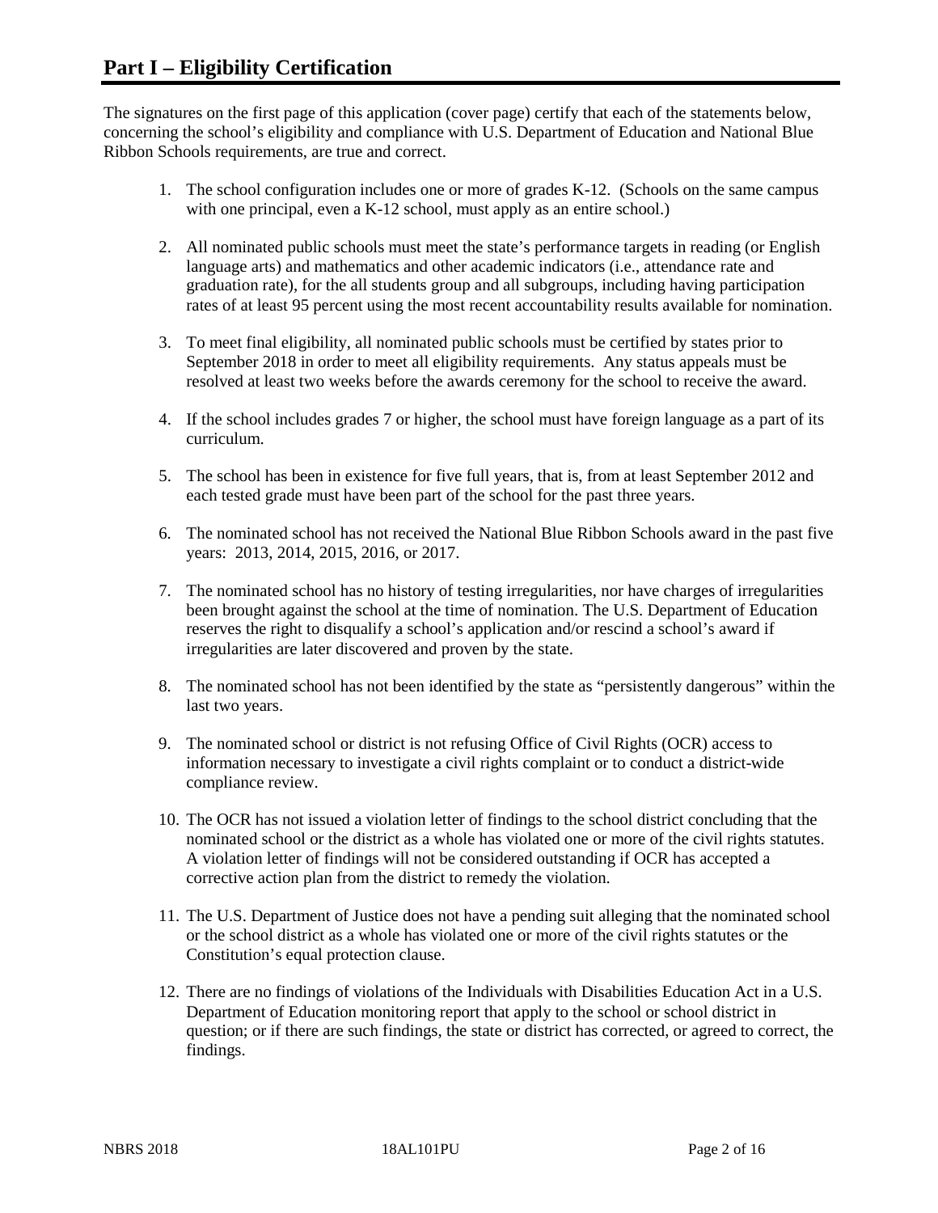# Part I – Eligibility Certification

The signatures on the first page of this application (cover page) certify that each of the statements below, concerning the school's eligibility and compliance with U.S. Department of Education and National Blue Ribbon Schools requirements, are true and correct.

1. The school configuration includes one or more of grades K-12. (Schools on the same campus with one principal, even a K-12 school, must apply as an entire school.)

2. All nominated public schools must meet the state's performance targets in reading (or English language arts) and mathematics and other academic indicators (i.e., attendance rate and graduation rate), for the all students group and all subgroups, including having participation rates of at least 95 percent using the most recent accountability results available for nomination.

3. To meet final eligibility, all nominated public schools must be certified by states prior to September 2018 in order to meet all eligibility requirements. Any status appeals must be resolved at least two weeks before the awards ceremony for the school to receive the award.

4. If the school includes grades 7 or higher, the school must have foreign language as a part of its curriculum.

5. The school has been in existence for five full years, that is, from at least September 2012 and each tested grade must have been part of the school for the past three years.

6. The nominated school has not received the National Blue Ribbon Schools award in the past five years: 2013, 2014, 2015, 2016, or 2017.

7. The nominated school has no history of testing irregularities, nor have charges of irregularities been brought against the school at the time of nomination. The U.S. Department of Education reserves the right to disqualify a school's application and/or rescind a school's award if irregularities are later discovered and proven by the state.

8. The nominated school has not been identified by the state as "persistently dangerous" within the last two years.

9. The nominated school or district is not refusing Office of Civil Rights (OCR) access to information necessary to investigate a civil rights complaint or to conduct a district-wide compliance review.

10. The OCR has not issued a violation letter of findings to the school district concluding that the nominated school or the district as a whole has violated one or more of the civil rights statutes. A violation letter of findings will not be considered outstanding if OCR has accepted a corrective action plan from the district to remedy the violation.

11. The U.S. Department of Justice does not have a pending suit alleging that the nominated school or the school district as a whole has violated one or more of the civil rights statutes or the Constitution's equal protection clause.

12. There are no findings of violations of the Individuals with Disabilities Education Act in a U.S. Department of Education monitoring report that apply to the school or school district in question; or if there are such findings, the state or district has corrected, or agreed to correct, the findings.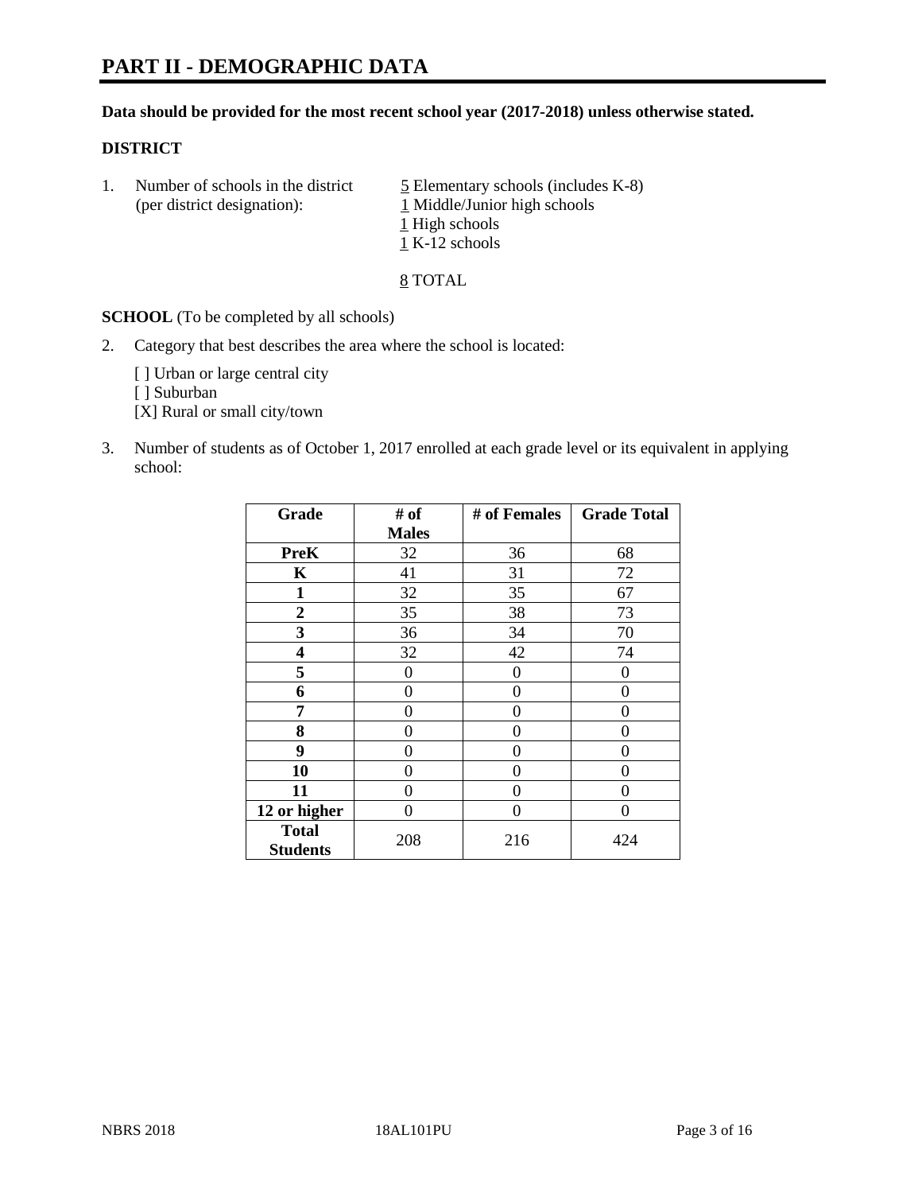# PART II - DEMOGRAPHIC DATA

**Data should be provided for the most recent school year (2017-2018) unless otherwise stated.**

## DISTRICT

1. Number of schools in the district (per district designation):
   5 Elementary schools (includes K-8)
   1 Middle/Junior high schools
   1 High schools
   1 K-12 schools

   8 TOTAL

**SCHOOL** (To be completed by all schools)

2. Category that best describes the area where the school is located:

   [ ] Urban or large central city
   [ ] Suburban
   [X] Rural or small city/town

3. Number of students as of October 1, 2017 enrolled at each grade level or its equivalent in applying school:

| Grade | # of Males | # of Females | Grade Total |
|---|---|---|---|
| **PreK** | 32 | 36 | 68 |
| **K** | 41 | 31 | 72 |
| **1** | 32 | 35 | 67 |
| **2** | 35 | 38 | 73 |
| **3** | 36 | 34 | 70 |
| **4** | 32 | 42 | 74 |
| **5** | 0 | 0 | 0 |
| **6** | 0 | 0 | 0 |
| **7** | 0 | 0 | 0 |
| **8** | 0 | 0 | 0 |
| **9** | 0 | 0 | 0 |
| **10** | 0 | 0 | 0 |
| **11** | 0 | 0 | 0 |
| **12 or higher** | 0 | 0 | 0 |
| **Total Students** | 208 | 216 | 424 |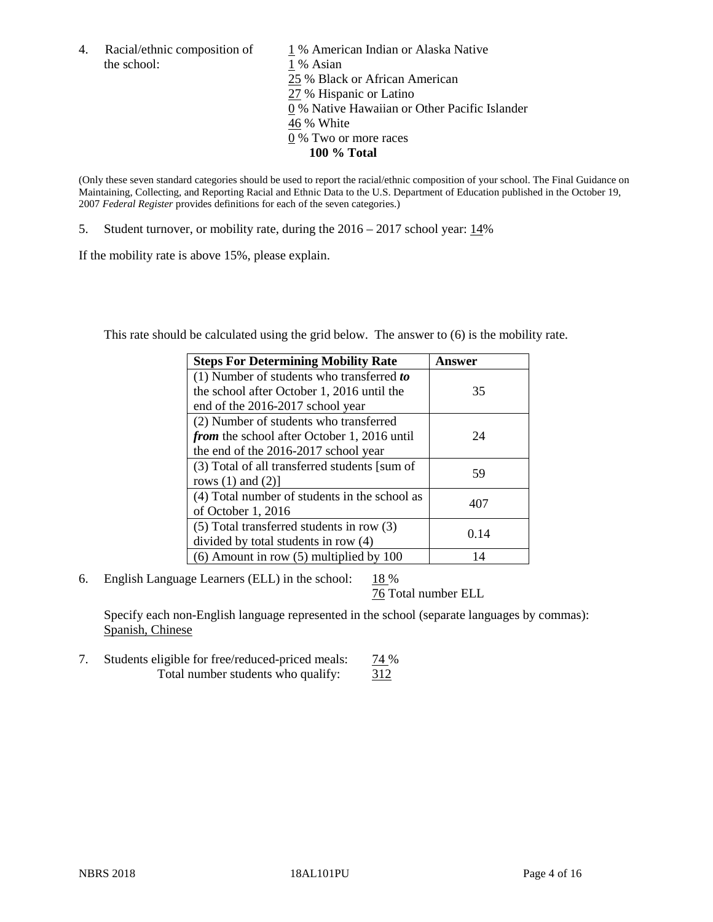4. Racial/ethnic composition of the school:

1 % American Indian or Alaska Native
1 % Asian
25 % Black or African American
27 % Hispanic or Latino
0 % Native Hawaiian or Other Pacific Islander
46 % White
0 % Two or more races
**100 % Total**

(Only these seven standard categories should be used to report the racial/ethnic composition of your school. The Final Guidance on Maintaining, Collecting, and Reporting Racial and Ethnic Data to the U.S. Department of Education published in the October 19, 2007 *Federal Register* provides definitions for each of the seven categories.)

5. Student turnover, or mobility rate, during the 2016 – 2017 school year: 14%

If the mobility rate is above 15%, please explain.

This rate should be calculated using the grid below. The answer to (6) is the mobility rate.

| **Steps For Determining Mobility Rate** | **Answer** |
|---|---|
| (1) Number of students who transferred ***to*** the school after October 1, 2016 until the end of the 2016-2017 school year | 35 |
| (2) Number of students who transferred ***from*** the school after October 1, 2016 until the end of the 2016-2017 school year | 24 |
| (3) Total of all transferred students [sum of rows (1) and (2)] | 59 |
| (4) Total number of students in the school as of October 1, 2016 | 407 |
| (5) Total transferred students in row (3) divided by total students in row (4) | 0.14 |
| (6) Amount in row (5) multiplied by 100 | 14 |

6. English Language Learners (ELL) in the school: 18 %
76 Total number ELL

Specify each non-English language represented in the school (separate languages by commas):
Spanish, Chinese

7. Students eligible for free/reduced-priced meals: 74 %
Total number students who qualify: 312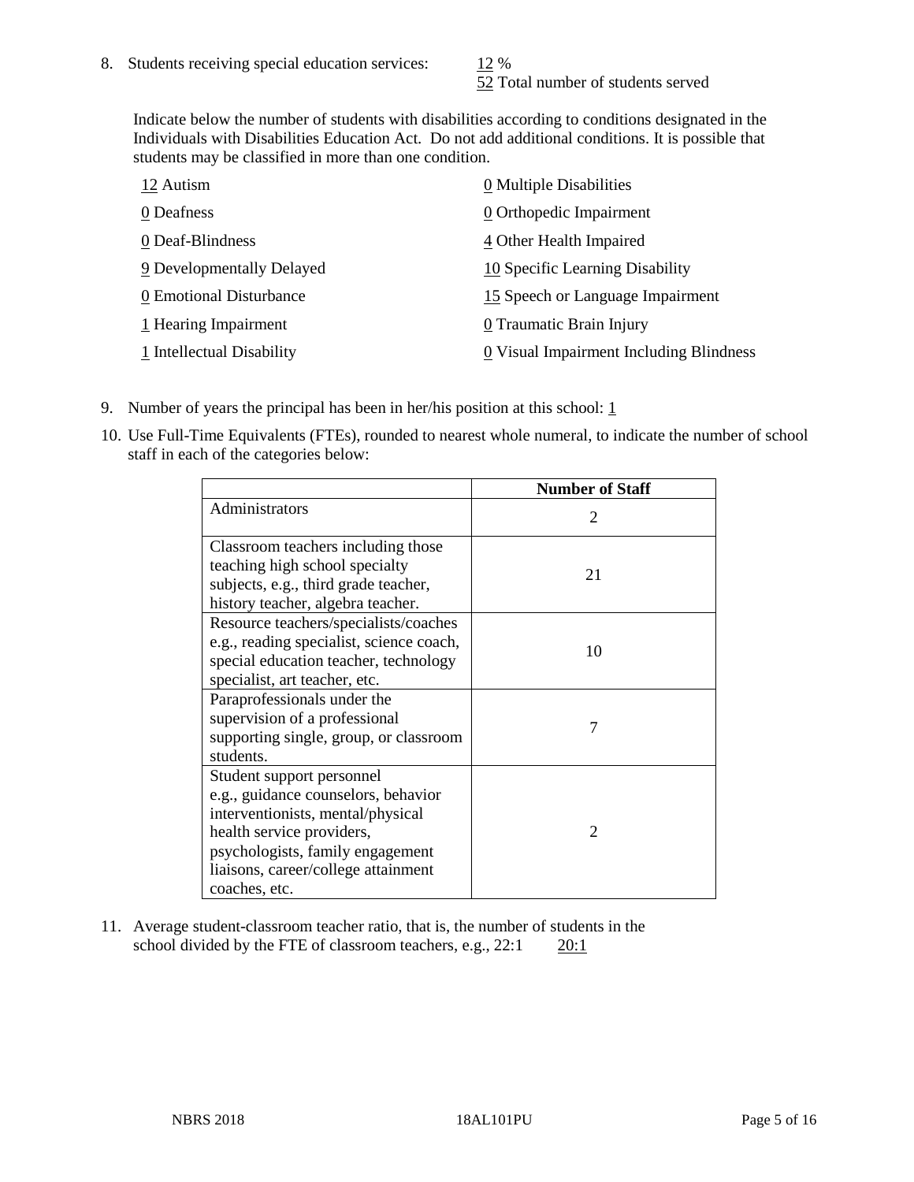8. Students receiving special education services: 12 %
   52 Total number of students served

   Indicate below the number of students with disabilities according to conditions designated in the Individuals with Disabilities Education Act. Do not add additional conditions. It is possible that students may be classified in more than one condition.

| | |
|---|---|
| 12 Autism | 0 Multiple Disabilities |
| 0 Deafness | 0 Orthopedic Impairment |
| 0 Deaf-Blindness | 4 Other Health Impaired |
| 9 Developmentally Delayed | 10 Specific Learning Disability |
| 0 Emotional Disturbance | 15 Speech or Language Impairment |
| 1 Hearing Impairment | 0 Traumatic Brain Injury |
| 1 Intellectual Disability | 0 Visual Impairment Including Blindness |

9. Number of years the principal has been in her/his position at this school: 1

10. Use Full-Time Equivalents (FTEs), rounded to nearest whole numeral, to indicate the number of school staff in each of the categories below:

| | Number of Staff |
|---|---|
| Administrators | 2 |
| Classroom teachers including those teaching high school specialty subjects, e.g., third grade teacher, history teacher, algebra teacher. | 21 |
| Resource teachers/specialists/coaches e.g., reading specialist, science coach, special education teacher, technology specialist, art teacher, etc. | 10 |
| Paraprofessionals under the supervision of a professional supporting single, group, or classroom students. | 7 |
| Student support personnel e.g., guidance counselors, behavior interventionists, mental/physical health service providers, psychologists, family engagement liaisons, career/college attainment coaches, etc. | 2 |

11. Average student-classroom teacher ratio, that is, the number of students in the school divided by the FTE of classroom teachers, e.g., 22:1 20:1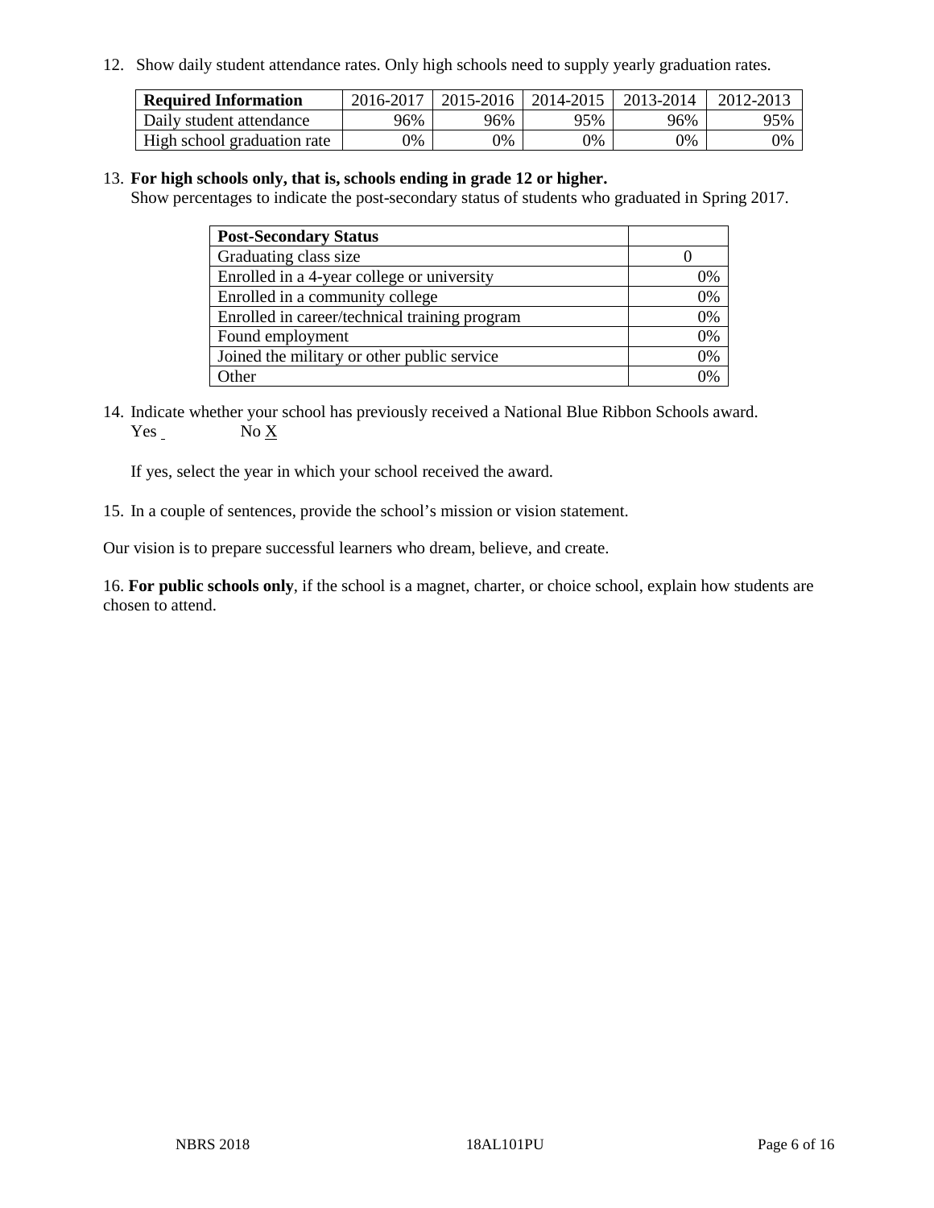12. Show daily student attendance rates. Only high schools need to supply yearly graduation rates.

| Required Information | 2016-2017 | 2015-2016 | 2014-2015 | 2013-2014 | 2012-2013 |
|---|---|---|---|---|---|
| Daily student attendance | 96% | 96% | 95% | 96% | 95% |
| High school graduation rate | 0% | 0% | 0% | 0% | 0% |

13. **For high schools only, that is, schools ending in grade 12 or higher.**
Show percentages to indicate the post-secondary status of students who graduated in Spring 2017.

| Post-Secondary Status | |
|---|---|
| Graduating class size | 0 |
| Enrolled in a 4-year college or university | 0% |
| Enrolled in a community college | 0% |
| Enrolled in career/technical training program | 0% |
| Found employment | 0% |
| Joined the military or other public service | 0% |
| Other | 0% |

14. Indicate whether your school has previously received a National Blue Ribbon Schools award.
Yes ___ No X

If yes, select the year in which your school received the award.

15. In a couple of sentences, provide the school's mission or vision statement.

Our vision is to prepare successful learners who dream, believe, and create.

16. **For public schools only**, if the school is a magnet, charter, or choice school, explain how students are chosen to attend.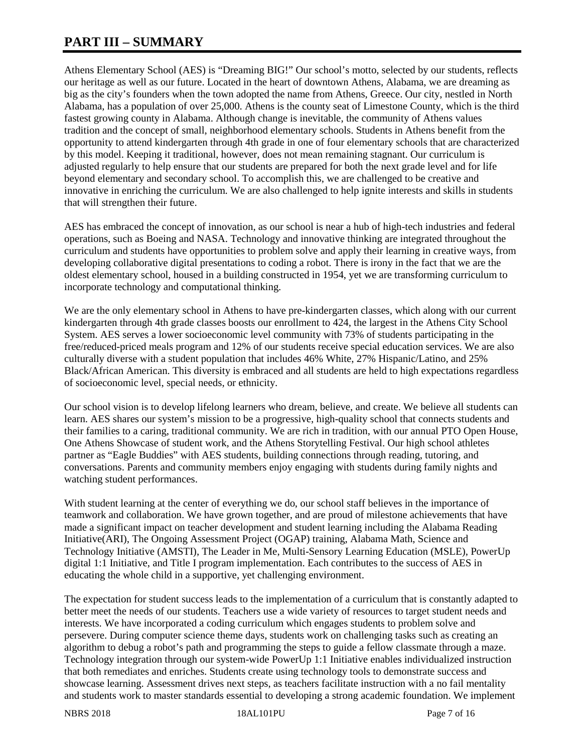# PART III – SUMMARY

Athens Elementary School (AES) is "Dreaming BIG!" Our school's motto, selected by our students, reflects our heritage as well as our future. Located in the heart of downtown Athens, Alabama, we are dreaming as big as the city's founders when the town adopted the name from Athens, Greece. Our city, nestled in North Alabama, has a population of over 25,000. Athens is the county seat of Limestone County, which is the third fastest growing county in Alabama. Although change is inevitable, the community of Athens values tradition and the concept of small, neighborhood elementary schools. Students in Athens benefit from the opportunity to attend kindergarten through 4th grade in one of four elementary schools that are characterized by this model. Keeping it traditional, however, does not mean remaining stagnant. Our curriculum is adjusted regularly to help ensure that our students are prepared for both the next grade level and for life beyond elementary and secondary school. To accomplish this, we are challenged to be creative and innovative in enriching the curriculum. We are also challenged to help ignite interests and skills in students that will strengthen their future.

AES has embraced the concept of innovation, as our school is near a hub of high-tech industries and federal operations, such as Boeing and NASA. Technology and innovative thinking are integrated throughout the curriculum and students have opportunities to problem solve and apply their learning in creative ways, from developing collaborative digital presentations to coding a robot. There is irony in the fact that we are the oldest elementary school, housed in a building constructed in 1954, yet we are transforming curriculum to incorporate technology and computational thinking.

We are the only elementary school in Athens to have pre-kindergarten classes, which along with our current kindergarten through 4th grade classes boosts our enrollment to 424, the largest in the Athens City School System. AES serves a lower socioeconomic level community with 73% of students participating in the free/reduced-priced meals program and 12% of our students receive special education services. We are also culturally diverse with a student population that includes 46% White, 27% Hispanic/Latino, and 25% Black/African American. This diversity is embraced and all students are held to high expectations regardless of socioeconomic level, special needs, or ethnicity.

Our school vision is to develop lifelong learners who dream, believe, and create. We believe all students can learn. AES shares our system's mission to be a progressive, high-quality school that connects students and their families to a caring, traditional community. We are rich in tradition, with our annual PTO Open House, One Athens Showcase of student work, and the Athens Storytelling Festival. Our high school athletes partner as "Eagle Buddies" with AES students, building connections through reading, tutoring, and conversations. Parents and community members enjoy engaging with students during family nights and watching student performances.

With student learning at the center of everything we do, our school staff believes in the importance of teamwork and collaboration. We have grown together, and are proud of milestone achievements that have made a significant impact on teacher development and student learning including the Alabama Reading Initiative(ARI), The Ongoing Assessment Project (OGAP) training, Alabama Math, Science and Technology Initiative (AMSTI), The Leader in Me, Multi-Sensory Learning Education (MSLE), PowerUp digital 1:1 Initiative, and Title I program implementation. Each contributes to the success of AES in educating the whole child in a supportive, yet challenging environment.

The expectation for student success leads to the implementation of a curriculum that is constantly adapted to better meet the needs of our students. Teachers use a wide variety of resources to target student needs and interests. We have incorporated a coding curriculum which engages students to problem solve and persevere. During computer science theme days, students work on challenging tasks such as creating an algorithm to debug a robot's path and programming the steps to guide a fellow classmate through a maze. Technology integration through our system-wide PowerUp 1:1 Initiative enables individualized instruction that both remediates and enriches. Students create using technology tools to demonstrate success and showcase learning. Assessment drives next steps, as teachers facilitate instruction with a no fail mentality and students work to master standards essential to developing a strong academic foundation. We implement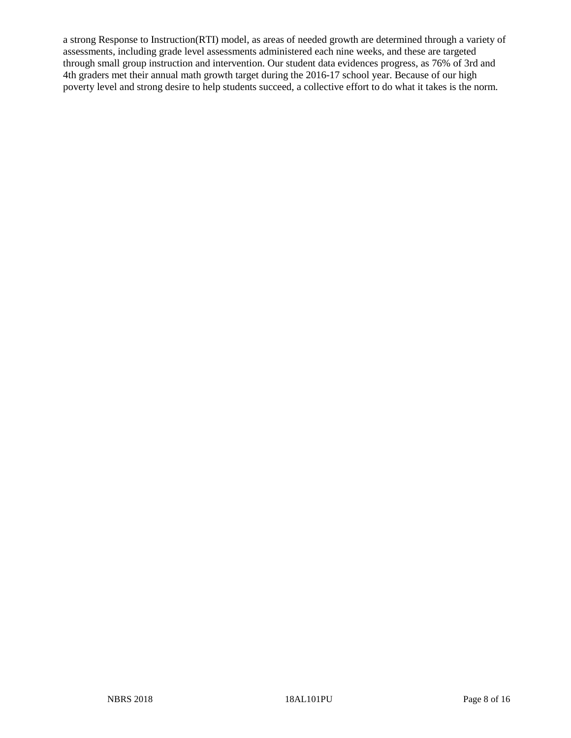a strong Response to Instruction(RTI) model, as areas of needed growth are determined through a variety of assessments, including grade level assessments administered each nine weeks, and these are targeted through small group instruction and intervention. Our student data evidences progress, as 76% of 3rd and 4th graders met their annual math growth target during the 2016-17 school year. Because of our high poverty level and strong desire to help students succeed, a collective effort to do what it takes is the norm.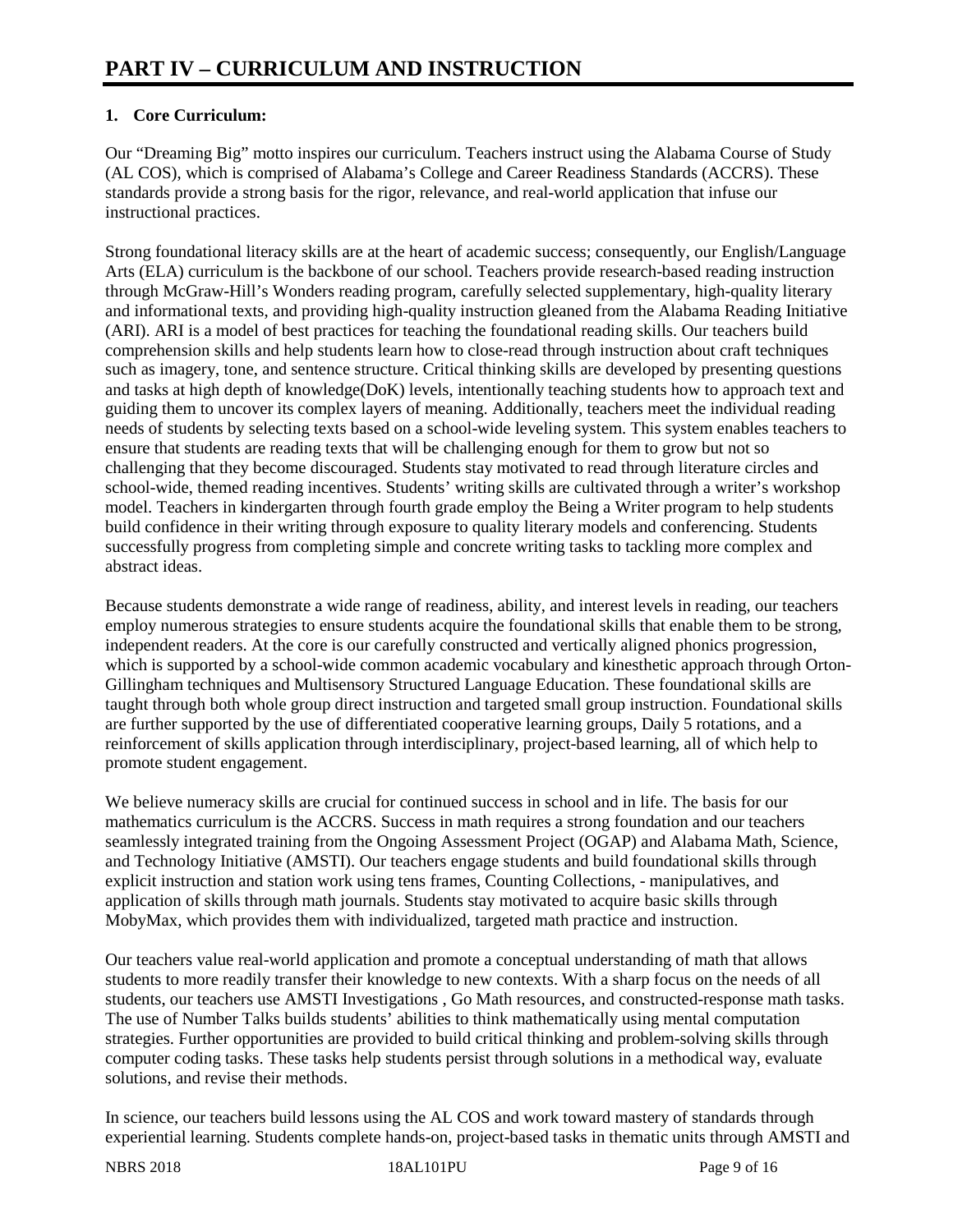# PART IV – CURRICULUM AND INSTRUCTION

## 1. Core Curriculum:

Our "Dreaming Big" motto inspires our curriculum. Teachers instruct using the Alabama Course of Study (AL COS), which is comprised of Alabama's College and Career Readiness Standards (ACCRS). These standards provide a strong basis for the rigor, relevance, and real-world application that infuse our instructional practices.

Strong foundational literacy skills are at the heart of academic success; consequently, our English/Language Arts (ELA) curriculum is the backbone of our school. Teachers provide research-based reading instruction through McGraw-Hill's Wonders reading program, carefully selected supplementary, high-quality literary and informational texts, and providing high-quality instruction gleaned from the Alabama Reading Initiative (ARI). ARI is a model of best practices for teaching the foundational reading skills. Our teachers build comprehension skills and help students learn how to close-read through instruction about craft techniques such as imagery, tone, and sentence structure. Critical thinking skills are developed by presenting questions and tasks at high depth of knowledge(DoK) levels, intentionally teaching students how to approach text and guiding them to uncover its complex layers of meaning. Additionally, teachers meet the individual reading needs of students by selecting texts based on a school-wide leveling system. This system enables teachers to ensure that students are reading texts that will be challenging enough for them to grow but not so challenging that they become discouraged. Students stay motivated to read through literature circles and school-wide, themed reading incentives. Students' writing skills are cultivated through a writer's workshop model. Teachers in kindergarten through fourth grade employ the Being a Writer program to help students build confidence in their writing through exposure to quality literary models and conferencing. Students successfully progress from completing simple and concrete writing tasks to tackling more complex and abstract ideas.

Because students demonstrate a wide range of readiness, ability, and interest levels in reading, our teachers employ numerous strategies to ensure students acquire the foundational skills that enable them to be strong, independent readers. At the core is our carefully constructed and vertically aligned phonics progression, which is supported by a school-wide common academic vocabulary and kinesthetic approach through Orton-Gillingham techniques and Multisensory Structured Language Education. These foundational skills are taught through both whole group direct instruction and targeted small group instruction. Foundational skills are further supported by the use of differentiated cooperative learning groups, Daily 5 rotations, and a reinforcement of skills application through interdisciplinary, project-based learning, all of which help to promote student engagement.

We believe numeracy skills are crucial for continued success in school and in life. The basis for our mathematics curriculum is the ACCRS. Success in math requires a strong foundation and our teachers seamlessly integrated training from the Ongoing Assessment Project (OGAP) and Alabama Math, Science, and Technology Initiative (AMSTI). Our teachers engage students and build foundational skills through explicit instruction and station work using tens frames, Counting Collections, - manipulatives, and application of skills through math journals. Students stay motivated to acquire basic skills through MobyMax, which provides them with individualized, targeted math practice and instruction.

Our teachers value real-world application and promote a conceptual understanding of math that allows students to more readily transfer their knowledge to new contexts. With a sharp focus on the needs of all students, our teachers use AMSTI Investigations , Go Math resources, and constructed-response math tasks. The use of Number Talks builds students' abilities to think mathematically using mental computation strategies. Further opportunities are provided to build critical thinking and problem-solving skills through computer coding tasks. These tasks help students persist through solutions in a methodical way, evaluate solutions, and revise their methods.

In science, our teachers build lessons using the AL COS and work toward mastery of standards through experiential learning. Students complete hands-on, project-based tasks in thematic units through AMSTI and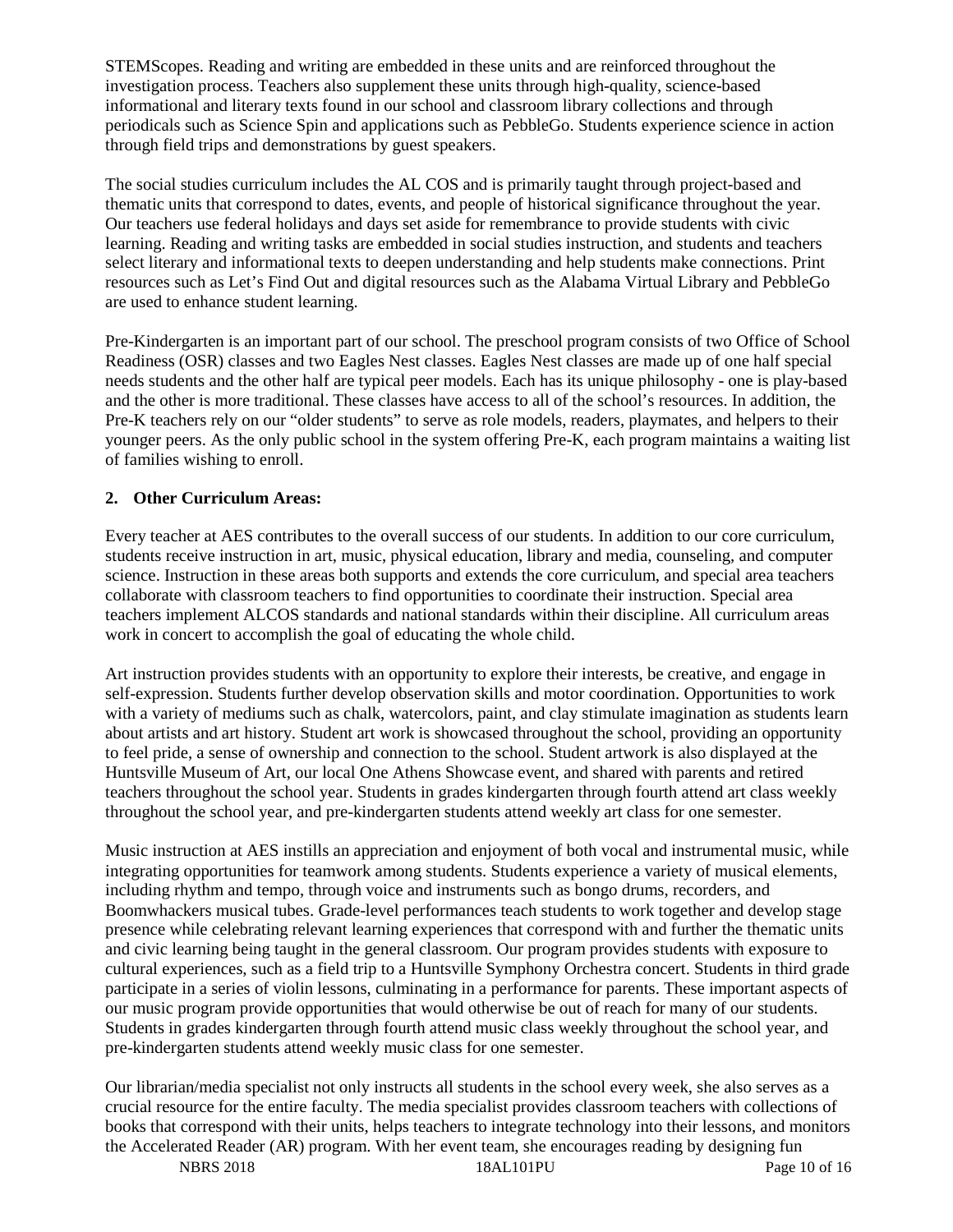STEMScopes. Reading and writing are embedded in these units and are reinforced throughout the investigation process. Teachers also supplement these units through high-quality, science-based informational and literary texts found in our school and classroom library collections and through periodicals such as Science Spin and applications such as PebbleGo. Students experience science in action through field trips and demonstrations by guest speakers.

The social studies curriculum includes the AL COS and is primarily taught through project-based and thematic units that correspond to dates, events, and people of historical significance throughout the year. Our teachers use federal holidays and days set aside for remembrance to provide students with civic learning. Reading and writing tasks are embedded in social studies instruction, and students and teachers select literary and informational texts to deepen understanding and help students make connections. Print resources such as Let's Find Out and digital resources such as the Alabama Virtual Library and PebbleGo are used to enhance student learning.

Pre-Kindergarten is an important part of our school. The preschool program consists of two Office of School Readiness (OSR) classes and two Eagles Nest classes. Eagles Nest classes are made up of one half special needs students and the other half are typical peer models. Each has its unique philosophy - one is play-based and the other is more traditional. These classes have access to all of the school's resources. In addition, the Pre-K teachers rely on our "older students" to serve as role models, readers, playmates, and helpers to their younger peers. As the only public school in the system offering Pre-K, each program maintains a waiting list of families wishing to enroll.

**2. Other Curriculum Areas:**

Every teacher at AES contributes to the overall success of our students. In addition to our core curriculum, students receive instruction in art, music, physical education, library and media, counseling, and computer science. Instruction in these areas both supports and extends the core curriculum, and special area teachers collaborate with classroom teachers to find opportunities to coordinate their instruction. Special area teachers implement ALCOS standards and national standards within their discipline. All curriculum areas work in concert to accomplish the goal of educating the whole child.

Art instruction provides students with an opportunity to explore their interests, be creative, and engage in self-expression. Students further develop observation skills and motor coordination. Opportunities to work with a variety of mediums such as chalk, watercolors, paint, and clay stimulate imagination as students learn about artists and art history. Student art work is showcased throughout the school, providing an opportunity to feel pride, a sense of ownership and connection to the school. Student artwork is also displayed at the Huntsville Museum of Art, our local One Athens Showcase event, and shared with parents and retired teachers throughout the school year. Students in grades kindergarten through fourth attend art class weekly throughout the school year, and pre-kindergarten students attend weekly art class for one semester.

Music instruction at AES instills an appreciation and enjoyment of both vocal and instrumental music, while integrating opportunities for teamwork among students. Students experience a variety of musical elements, including rhythm and tempo, through voice and instruments such as bongo drums, recorders, and Boomwhackers musical tubes. Grade-level performances teach students to work together and develop stage presence while celebrating relevant learning experiences that correspond with and further the thematic units and civic learning being taught in the general classroom. Our program provides students with exposure to cultural experiences, such as a field trip to a Huntsville Symphony Orchestra concert. Students in third grade participate in a series of violin lessons, culminating in a performance for parents. These important aspects of our music program provide opportunities that would otherwise be out of reach for many of our students. Students in grades kindergarten through fourth attend music class weekly throughout the school year, and pre-kindergarten students attend weekly music class for one semester.

Our librarian/media specialist not only instructs all students in the school every week, she also serves as a crucial resource for the entire faculty. The media specialist provides classroom teachers with collections of books that correspond with their units, helps teachers to integrate technology into their lessons, and monitors the Accelerated Reader (AR) program. With her event team, she encourages reading by designing fun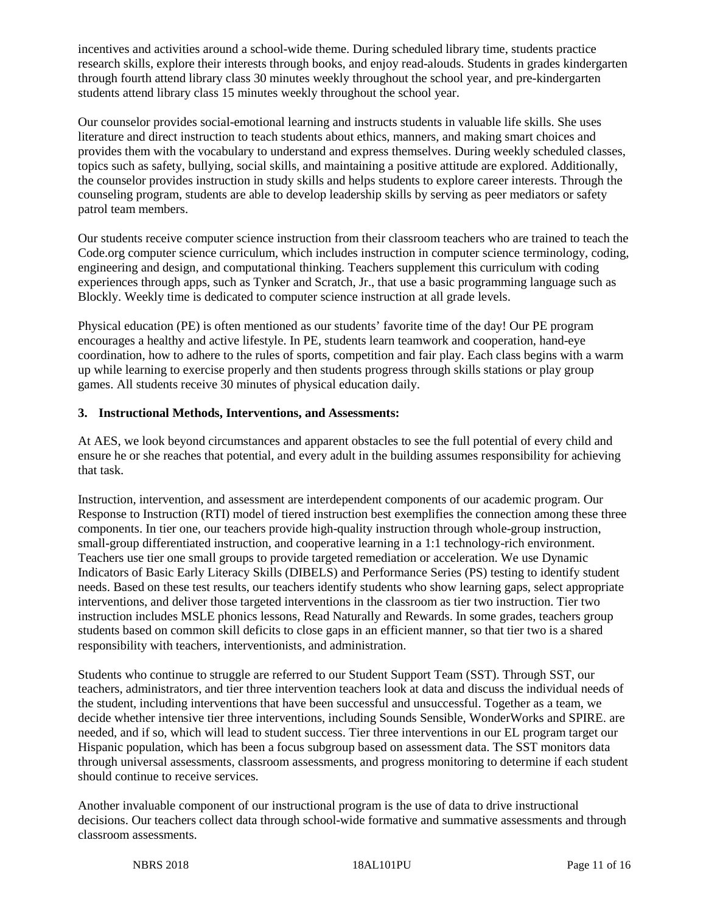incentives and activities around a school-wide theme. During scheduled library time, students practice research skills, explore their interests through books, and enjoy read-alouds. Students in grades kindergarten through fourth attend library class 30 minutes weekly throughout the school year, and pre-kindergarten students attend library class 15 minutes weekly throughout the school year.

Our counselor provides social-emotional learning and instructs students in valuable life skills. She uses literature and direct instruction to teach students about ethics, manners, and making smart choices and provides them with the vocabulary to understand and express themselves. During weekly scheduled classes, topics such as safety, bullying, social skills, and maintaining a positive attitude are explored. Additionally, the counselor provides instruction in study skills and helps students to explore career interests. Through the counseling program, students are able to develop leadership skills by serving as peer mediators or safety patrol team members.

Our students receive computer science instruction from their classroom teachers who are trained to teach the Code.org computer science curriculum, which includes instruction in computer science terminology, coding, engineering and design, and computational thinking. Teachers supplement this curriculum with coding experiences through apps, such as Tynker and Scratch, Jr., that use a basic programming language such as Blockly. Weekly time is dedicated to computer science instruction at all grade levels.

Physical education (PE) is often mentioned as our students' favorite time of the day! Our PE program encourages a healthy and active lifestyle. In PE, students learn teamwork and cooperation, hand-eye coordination, how to adhere to the rules of sports, competition and fair play. Each class begins with a warm up while learning to exercise properly and then students progress through skills stations or play group games. All students receive 30 minutes of physical education daily.

**3. Instructional Methods, Interventions, and Assessments:**

At AES, we look beyond circumstances and apparent obstacles to see the full potential of every child and ensure he or she reaches that potential, and every adult in the building assumes responsibility for achieving that task.

Instruction, intervention, and assessment are interdependent components of our academic program. Our Response to Instruction (RTI) model of tiered instruction best exemplifies the connection among these three components. In tier one, our teachers provide high-quality instruction through whole-group instruction, small-group differentiated instruction, and cooperative learning in a 1:1 technology-rich environment. Teachers use tier one small groups to provide targeted remediation or acceleration. We use Dynamic Indicators of Basic Early Literacy Skills (DIBELS) and Performance Series (PS) testing to identify student needs. Based on these test results, our teachers identify students who show learning gaps, select appropriate interventions, and deliver those targeted interventions in the classroom as tier two instruction. Tier two instruction includes MSLE phonics lessons, Read Naturally and Rewards. In some grades, teachers group students based on common skill deficits to close gaps in an efficient manner, so that tier two is a shared responsibility with teachers, interventionists, and administration.

Students who continue to struggle are referred to our Student Support Team (SST). Through SST, our teachers, administrators, and tier three intervention teachers look at data and discuss the individual needs of the student, including interventions that have been successful and unsuccessful. Together as a team, we decide whether intensive tier three interventions, including Sounds Sensible, WonderWorks and SPIRE. are needed, and if so, which will lead to student success. Tier three interventions in our EL program target our Hispanic population, which has been a focus subgroup based on assessment data. The SST monitors data through universal assessments, classroom assessments, and progress monitoring to determine if each student should continue to receive services.

Another invaluable component of our instructional program is the use of data to drive instructional decisions. Our teachers collect data through school-wide formative and summative assessments and through classroom assessments.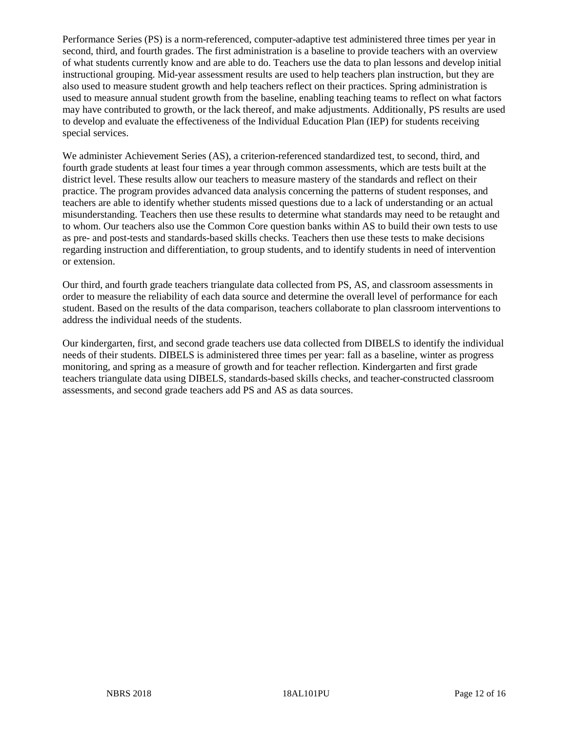Performance Series (PS) is a norm-referenced, computer-adaptive test administered three times per year in second, third, and fourth grades. The first administration is a baseline to provide teachers with an overview of what students currently know and are able to do. Teachers use the data to plan lessons and develop initial instructional grouping. Mid-year assessment results are used to help teachers plan instruction, but they are also used to measure student growth and help teachers reflect on their practices. Spring administration is used to measure annual student growth from the baseline, enabling teaching teams to reflect on what factors may have contributed to growth, or the lack thereof, and make adjustments. Additionally, PS results are used to develop and evaluate the effectiveness of the Individual Education Plan (IEP) for students receiving special services.

We administer Achievement Series (AS), a criterion-referenced standardized test, to second, third, and fourth grade students at least four times a year through common assessments, which are tests built at the district level. These results allow our teachers to measure mastery of the standards and reflect on their practice. The program provides advanced data analysis concerning the patterns of student responses, and teachers are able to identify whether students missed questions due to a lack of understanding or an actual misunderstanding. Teachers then use these results to determine what standards may need to be retaught and to whom. Our teachers also use the Common Core question banks within AS to build their own tests to use as pre- and post-tests and standards-based skills checks. Teachers then use these tests to make decisions regarding instruction and differentiation, to group students, and to identify students in need of intervention or extension.

Our third, and fourth grade teachers triangulate data collected from PS, AS, and classroom assessments in order to measure the reliability of each data source and determine the overall level of performance for each student. Based on the results of the data comparison, teachers collaborate to plan classroom interventions to address the individual needs of the students.

Our kindergarten, first, and second grade teachers use data collected from DIBELS to identify the individual needs of their students. DIBELS is administered three times per year: fall as a baseline, winter as progress monitoring, and spring as a measure of growth and for teacher reflection. Kindergarten and first grade teachers triangulate data using DIBELS, standards-based skills checks, and teacher-constructed classroom assessments, and second grade teachers add PS and AS as data sources.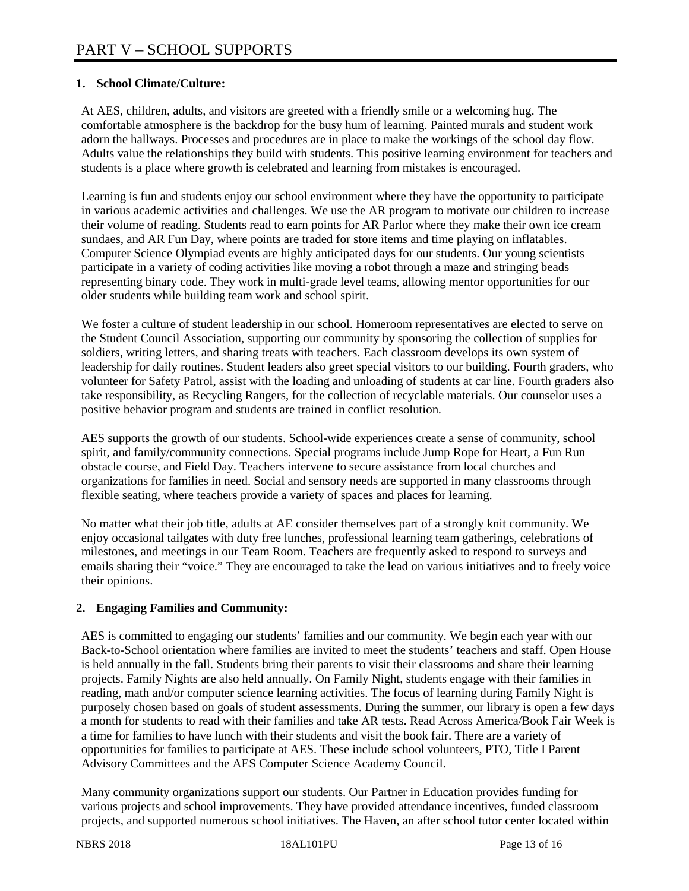# PART V – SCHOOL SUPPORTS

**1. School Climate/Culture:**

At AES, children, adults, and visitors are greeted with a friendly smile or a welcoming hug. The comfortable atmosphere is the backdrop for the busy hum of learning. Painted murals and student work adorn the hallways. Processes and procedures are in place to make the workings of the school day flow. Adults value the relationships they build with students. This positive learning environment for teachers and students is a place where growth is celebrated and learning from mistakes is encouraged.

Learning is fun and students enjoy our school environment where they have the opportunity to participate in various academic activities and challenges. We use the AR program to motivate our children to increase their volume of reading. Students read to earn points for AR Parlor where they make their own ice cream sundaes, and AR Fun Day, where points are traded for store items and time playing on inflatables. Computer Science Olympiad events are highly anticipated days for our students. Our young scientists participate in a variety of coding activities like moving a robot through a maze and stringing beads representing binary code. They work in multi-grade level teams, allowing mentor opportunities for our older students while building team work and school spirit.

We foster a culture of student leadership in our school. Homeroom representatives are elected to serve on the Student Council Association, supporting our community by sponsoring the collection of supplies for soldiers, writing letters, and sharing treats with teachers. Each classroom develops its own system of leadership for daily routines. Student leaders also greet special visitors to our building. Fourth graders, who volunteer for Safety Patrol, assist with the loading and unloading of students at car line. Fourth graders also take responsibility, as Recycling Rangers, for the collection of recyclable materials. Our counselor uses a positive behavior program and students are trained in conflict resolution.

AES supports the growth of our students. School-wide experiences create a sense of community, school spirit, and family/community connections. Special programs include Jump Rope for Heart, a Fun Run obstacle course, and Field Day. Teachers intervene to secure assistance from local churches and organizations for families in need. Social and sensory needs are supported in many classrooms through flexible seating, where teachers provide a variety of spaces and places for learning.

No matter what their job title, adults at AE consider themselves part of a strongly knit community. We enjoy occasional tailgates with duty free lunches, professional learning team gatherings, celebrations of milestones, and meetings in our Team Room. Teachers are frequently asked to respond to surveys and emails sharing their "voice." They are encouraged to take the lead on various initiatives and to freely voice their opinions.

**2. Engaging Families and Community:**

AES is committed to engaging our students' families and our community. We begin each year with our Back-to-School orientation where families are invited to meet the students' teachers and staff. Open House is held annually in the fall. Students bring their parents to visit their classrooms and share their learning projects. Family Nights are also held annually. On Family Night, students engage with their families in reading, math and/or computer science learning activities. The focus of learning during Family Night is purposely chosen based on goals of student assessments. During the summer, our library is open a few days a month for students to read with their families and take AR tests. Read Across America/Book Fair Week is a time for families to have lunch with their students and visit the book fair. There are a variety of opportunities for families to participate at AES. These include school volunteers, PTO, Title I Parent Advisory Committees and the AES Computer Science Academy Council.

Many community organizations support our students. Our Partner in Education provides funding for various projects and school improvements. They have provided attendance incentives, funded classroom projects, and supported numerous school initiatives. The Haven, an after school tutor center located within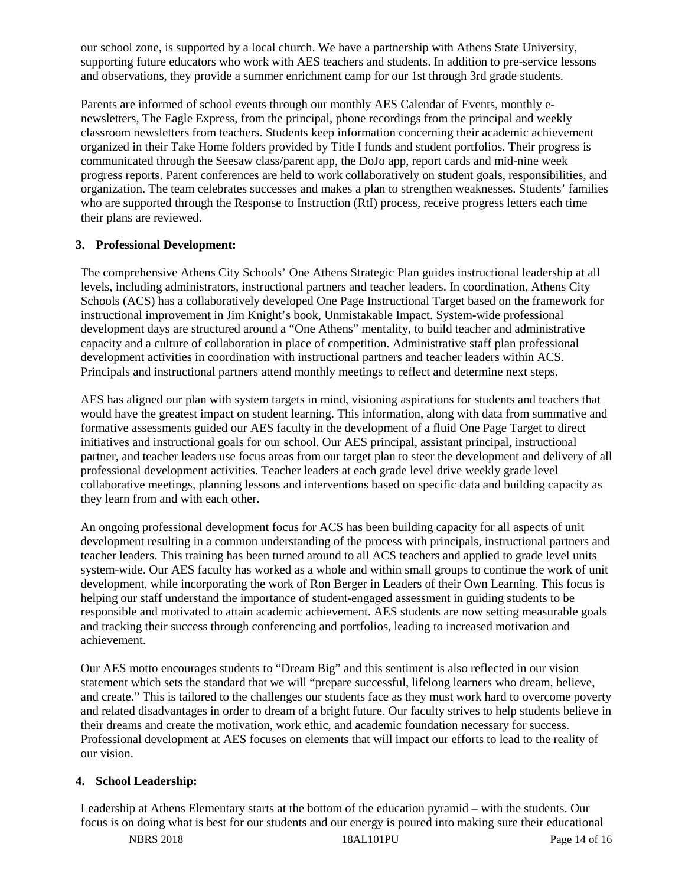our school zone, is supported by a local church. We have a partnership with Athens State University, supporting future educators who work with AES teachers and students. In addition to pre-service lessons and observations, they provide a summer enrichment camp for our 1st through 3rd grade students.

Parents are informed of school events through our monthly AES Calendar of Events, monthly e-newsletters, The Eagle Express, from the principal, phone recordings from the principal and weekly classroom newsletters from teachers. Students keep information concerning their academic achievement organized in their Take Home folders provided by Title I funds and student portfolios. Their progress is communicated through the Seesaw class/parent app, the DoJo app, report cards and mid-nine week progress reports. Parent conferences are held to work collaboratively on student goals, responsibilities, and organization. The team celebrates successes and makes a plan to strengthen weaknesses. Students' families who are supported through the Response to Instruction (RtI) process, receive progress letters each time their plans are reviewed.

**3. Professional Development:**

The comprehensive Athens City Schools' One Athens Strategic Plan guides instructional leadership at all levels, including administrators, instructional partners and teacher leaders. In coordination, Athens City Schools (ACS) has a collaboratively developed One Page Instructional Target based on the framework for instructional improvement in Jim Knight's book, Unmistakable Impact. System-wide professional development days are structured around a "One Athens" mentality, to build teacher and administrative capacity and a culture of collaboration in place of competition. Administrative staff plan professional development activities in coordination with instructional partners and teacher leaders within ACS. Principals and instructional partners attend monthly meetings to reflect and determine next steps.

AES has aligned our plan with system targets in mind, visioning aspirations for students and teachers that would have the greatest impact on student learning. This information, along with data from summative and formative assessments guided our AES faculty in the development of a fluid One Page Target to direct initiatives and instructional goals for our school. Our AES principal, assistant principal, instructional partner, and teacher leaders use focus areas from our target plan to steer the development and delivery of all professional development activities. Teacher leaders at each grade level drive weekly grade level collaborative meetings, planning lessons and interventions based on specific data and building capacity as they learn from and with each other.

An ongoing professional development focus for ACS has been building capacity for all aspects of unit development resulting in a common understanding of the process with principals, instructional partners and teacher leaders. This training has been turned around to all ACS teachers and applied to grade level units system-wide. Our AES faculty has worked as a whole and within small groups to continue the work of unit development, while incorporating the work of Ron Berger in Leaders of their Own Learning. This focus is helping our staff understand the importance of student-engaged assessment in guiding students to be responsible and motivated to attain academic achievement. AES students are now setting measurable goals and tracking their success through conferencing and portfolios, leading to increased motivation and achievement.

Our AES motto encourages students to "Dream Big" and this sentiment is also reflected in our vision statement which sets the standard that we will "prepare successful, lifelong learners who dream, believe, and create." This is tailored to the challenges our students face as they must work hard to overcome poverty and related disadvantages in order to dream of a bright future. Our faculty strives to help students believe in their dreams and create the motivation, work ethic, and academic foundation necessary for success. Professional development at AES focuses on elements that will impact our efforts to lead to the reality of our vision.

**4. School Leadership:**

Leadership at Athens Elementary starts at the bottom of the education pyramid – with the students. Our focus is on doing what is best for our students and our energy is poured into making sure their educational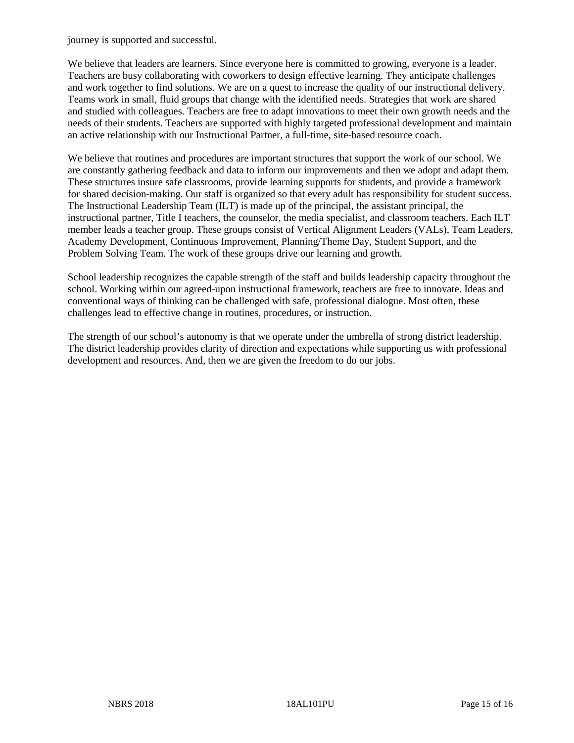journey is supported and successful.

We believe that leaders are learners. Since everyone here is committed to growing, everyone is a leader. Teachers are busy collaborating with coworkers to design effective learning. They anticipate challenges and work together to find solutions. We are on a quest to increase the quality of our instructional delivery. Teams work in small, fluid groups that change with the identified needs. Strategies that work are shared and studied with colleagues. Teachers are free to adapt innovations to meet their own growth needs and the needs of their students. Teachers are supported with highly targeted professional development and maintain an active relationship with our Instructional Partner, a full-time, site-based resource coach.

We believe that routines and procedures are important structures that support the work of our school. We are constantly gathering feedback and data to inform our improvements and then we adopt and adapt them. These structures insure safe classrooms, provide learning supports for students, and provide a framework for shared decision-making. Our staff is organized so that every adult has responsibility for student success. The Instructional Leadership Team (ILT) is made up of the principal, the assistant principal, the instructional partner, Title I teachers, the counselor, the media specialist, and classroom teachers. Each ILT member leads a teacher group. These groups consist of Vertical Alignment Leaders (VALs), Team Leaders, Academy Development, Continuous Improvement, Planning/Theme Day, Student Support, and the Problem Solving Team. The work of these groups drive our learning and growth.

School leadership recognizes the capable strength of the staff and builds leadership capacity throughout the school. Working within our agreed-upon instructional framework, teachers are free to innovate. Ideas and conventional ways of thinking can be challenged with safe, professional dialogue. Most often, these challenges lead to effective change in routines, procedures, or instruction.

The strength of our school's autonomy is that we operate under the umbrella of strong district leadership. The district leadership provides clarity of direction and expectations while supporting us with professional development and resources. And, then we are given the freedom to do our jobs.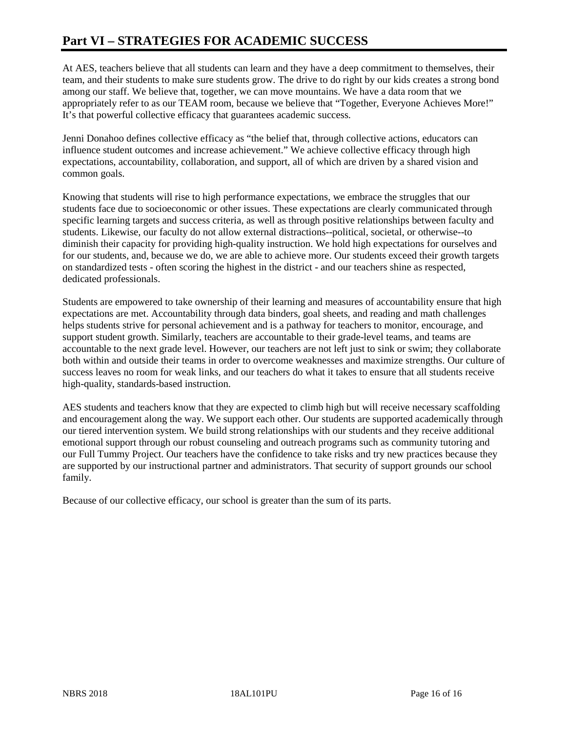# Part VI – STRATEGIES FOR ACADEMIC SUCCESS

At AES, teachers believe that all students can learn and they have a deep commitment to themselves, their team, and their students to make sure students grow. The drive to do right by our kids creates a strong bond among our staff. We believe that, together, we can move mountains. We have a data room that we appropriately refer to as our TEAM room, because we believe that "Together, Everyone Achieves More!" It's that powerful collective efficacy that guarantees academic success.

Jenni Donahoo defines collective efficacy as "the belief that, through collective actions, educators can influence student outcomes and increase achievement." We achieve collective efficacy through high expectations, accountability, collaboration, and support, all of which are driven by a shared vision and common goals.

Knowing that students will rise to high performance expectations, we embrace the struggles that our students face due to socioeconomic or other issues. These expectations are clearly communicated through specific learning targets and success criteria, as well as through positive relationships between faculty and students. Likewise, our faculty do not allow external distractions--political, societal, or otherwise--to diminish their capacity for providing high-quality instruction. We hold high expectations for ourselves and for our students, and, because we do, we are able to achieve more. Our students exceed their growth targets on standardized tests - often scoring the highest in the district - and our teachers shine as respected, dedicated professionals.

Students are empowered to take ownership of their learning and measures of accountability ensure that high expectations are met. Accountability through data binders, goal sheets, and reading and math challenges helps students strive for personal achievement and is a pathway for teachers to monitor, encourage, and support student growth. Similarly, teachers are accountable to their grade-level teams, and teams are accountable to the next grade level. However, our teachers are not left just to sink or swim; they collaborate both within and outside their teams in order to overcome weaknesses and maximize strengths. Our culture of success leaves no room for weak links, and our teachers do what it takes to ensure that all students receive high-quality, standards-based instruction.

AES students and teachers know that they are expected to climb high but will receive necessary scaffolding and encouragement along the way. We support each other. Our students are supported academically through our tiered intervention system. We build strong relationships with our students and they receive additional emotional support through our robust counseling and outreach programs such as community tutoring and our Full Tummy Project. Our teachers have the confidence to take risks and try new practices because they are supported by our instructional partner and administrators. That security of support grounds our school family.

Because of our collective efficacy, our school is greater than the sum of its parts.